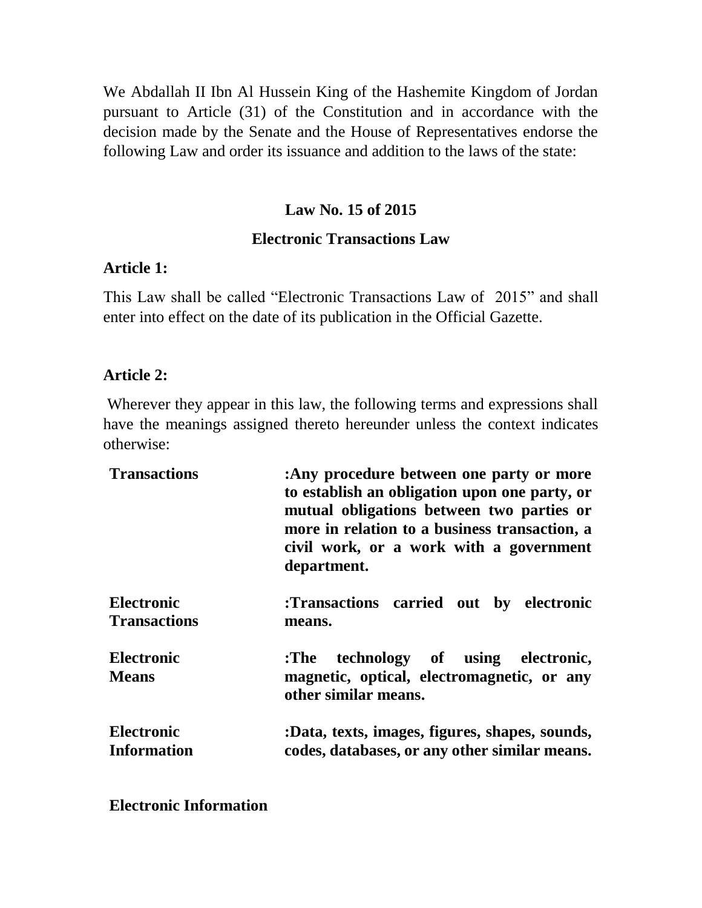We Abdallah II Ibn Al Hussein King of the Hashemite Kingdom of Jordan pursuant to Article (31) of the Constitution and in accordance with the decision made by the Senate and the House of Representatives endorse the following Law and order its issuance and addition to the laws of the state:

## Law No. 15 of 2015

## Electronic Transactions Law

**Article 1:**

This Law shall be called "Electronic Transactions Law of 2015" and shall enter into effect on the date of its publication in the Official Gazette.

**Article 2:**

Wherever they appear in this law, the following terms and expressions shall have the meanings assigned thereto hereunder unless the context indicates otherwise:

| | |
|---|---|
| **Transactions** | **:Any procedure between one party or more to establish an obligation upon one party, or mutual obligations between two parties or more in relation to a business transaction, a civil work, or a work with a government department.** |
| **Electronic Transactions** | **:Transactions carried out by electronic means.** |
| **Electronic Means** | **:The technology of using electronic, magnetic, optical, electromagnetic, or any other similar means.** |
| **Electronic Information** | **:Data, texts, images, figures, shapes, sounds, codes, databases, or any other similar means.** |

**Electronic Information**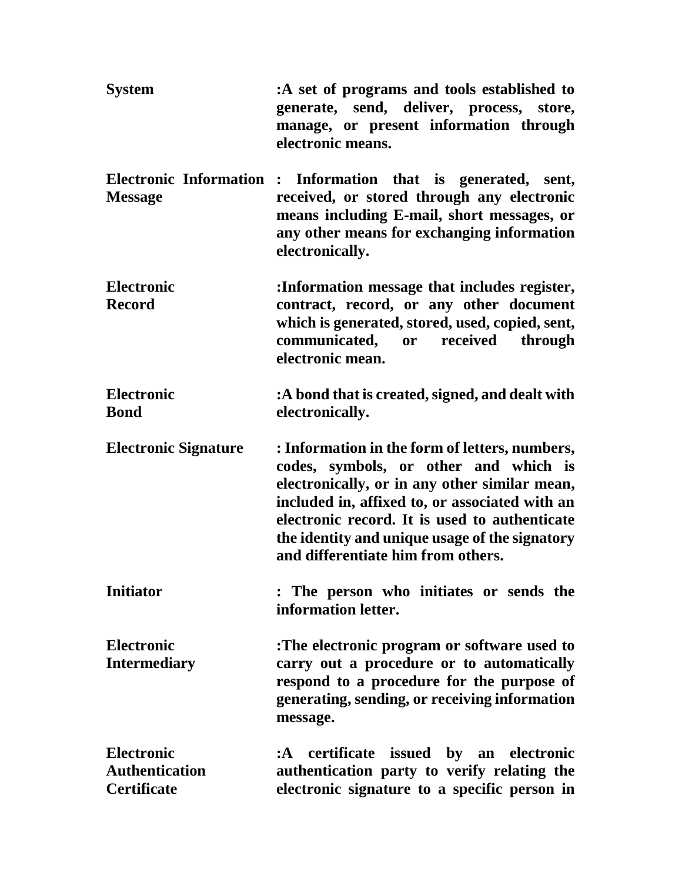| | |
|---|---|
| **System** | **:A set of programs and tools established to generate, send, deliver, process, store, manage, or present information through electronic means.** |
| **Electronic Information Message** | **: Information that is generated, sent, received, or stored through any electronic means including E-mail, short messages, or any other means for exchanging information electronically.** |
| **Electronic Record** | **:Information message that includes register, contract, record, or any other document which is generated, stored, used, copied, sent, communicated, or received through electronic mean.** |
| **Electronic Bond** | **:A bond that is created, signed, and dealt with electronically.** |
| **Electronic Signature** | **: Information in the form of letters, numbers, codes, symbols, or other and which is electronically, or in any other similar mean, included in, affixed to, or associated with an electronic record. It is used to authenticate the identity and unique usage of the signatory and differentiate him from others.** |
| **Initiator** | **: The person who initiates or sends the information letter.** |
| **Electronic Intermediary** | **:The electronic program or software used to carry out a procedure or to automatically respond to a procedure for the purpose of generating, sending, or receiving information message.** |
| **Electronic Authentication Certificate** | **:A certificate issued by an electronic authentication party to verify relating the electronic signature to a specific person in** |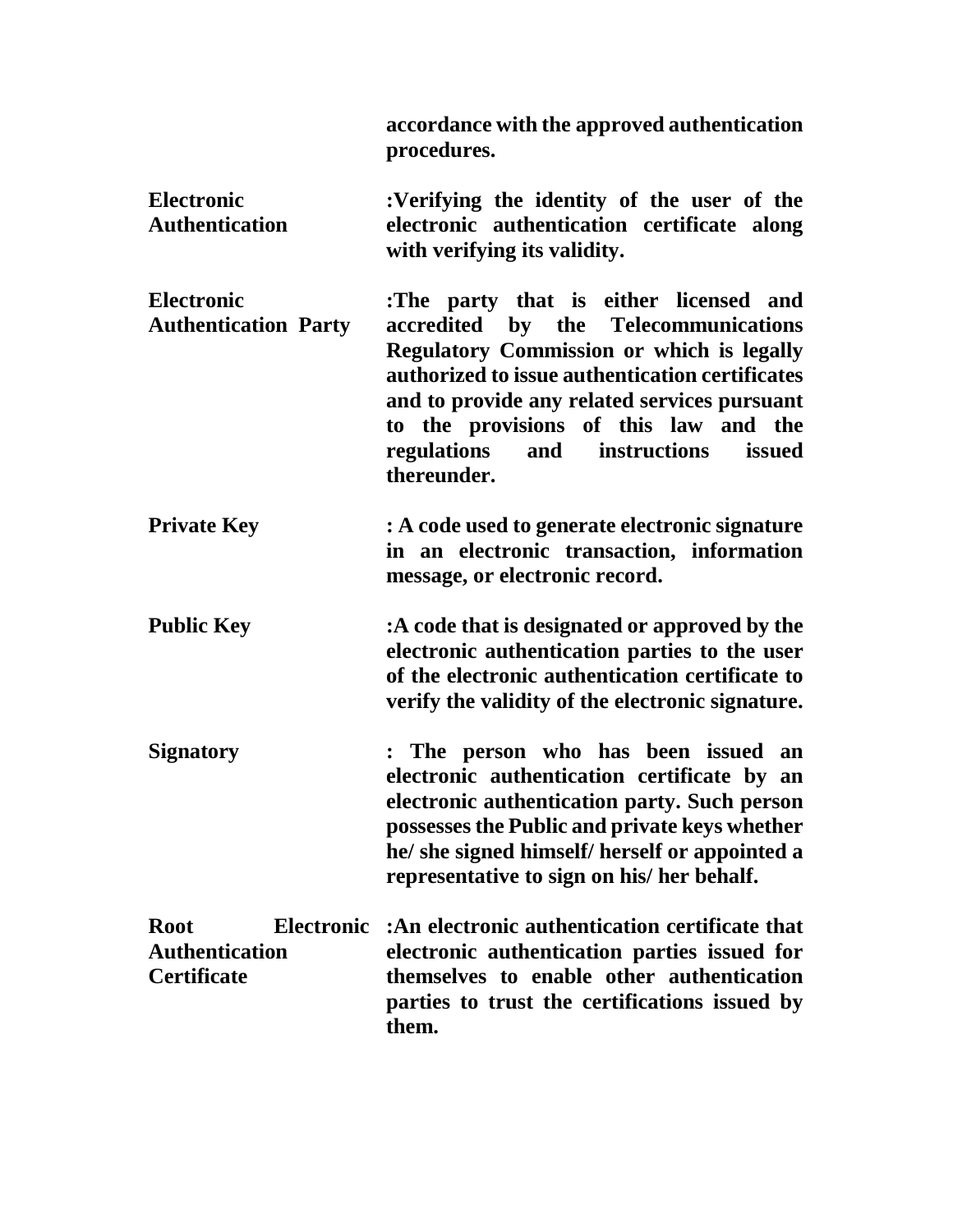**accordance with the approved authentication procedures.**

| | |
|---|---|
| **Electronic Authentication** | **:Verifying the identity of the user of the electronic authentication certificate along with verifying its validity.** |
| **Electronic Authentication Party** | **:The party that is either licensed and accredited by the Telecommunications Regulatory Commission or which is legally authorized to issue authentication certificates and to provide any related services pursuant to the provisions of this law and the regulations and instructions issued thereunder.** |
| **Private Key** | **: A code used to generate electronic signature in an electronic transaction, information message, or electronic record.** |
| **Public Key** | **:A code that is designated or approved by the electronic authentication parties to the user of the electronic authentication certificate to verify the validity of the electronic signature.** |
| **Signatory** | **: The person who has been issued an electronic authentication certificate by an electronic authentication party. Such person possesses the Public and private keys whether he/ she signed himself/ herself or appointed a representative to sign on his/ her behalf.** |
| **Root Electronic Authentication Certificate** | **:An electronic authentication certificate that electronic authentication parties issued for themselves to enable other authentication parties to trust the certifications issued by them.** |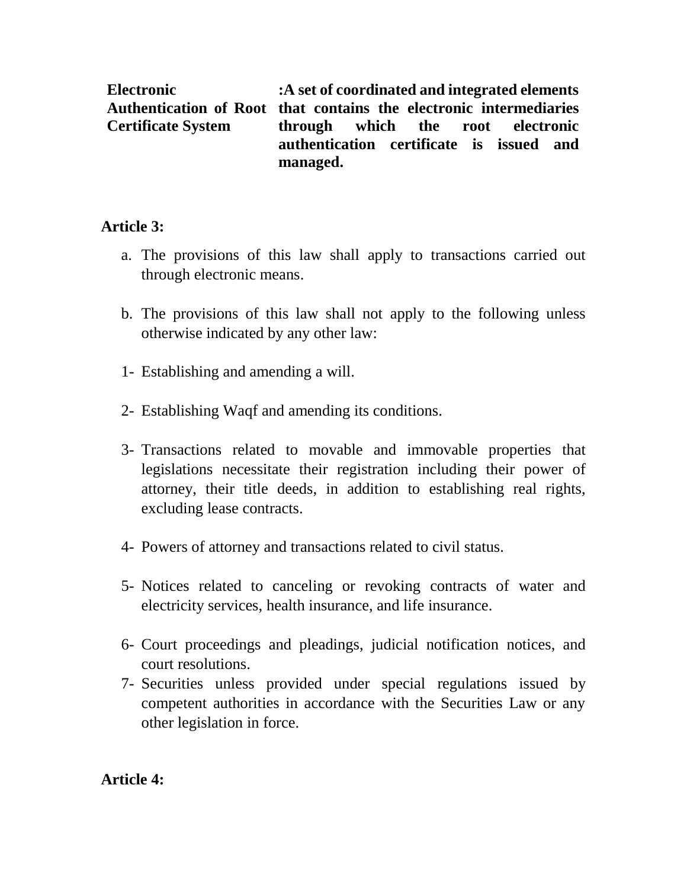**Electronic Authentication of Root Certificate System** **:A set of coordinated and integrated elements that contains the electronic intermediaries through which the root electronic authentication certificate is issued and managed.**

**Article 3:**

a. The provisions of this law shall apply to transactions carried out through electronic means.

b. The provisions of this law shall not apply to the following unless otherwise indicated by any other law:

1- Establishing and amending a will.

2- Establishing Waqf and amending its conditions.

3- Transactions related to movable and immovable properties that legislations necessitate their registration including their power of attorney, their title deeds, in addition to establishing real rights, excluding lease contracts.

4- Powers of attorney and transactions related to civil status.

5- Notices related to canceling or revoking contracts of water and electricity services, health insurance, and life insurance.

6- Court proceedings and pleadings, judicial notification notices, and court resolutions.

7- Securities unless provided under special regulations issued by competent authorities in accordance with the Securities Law or any other legislation in force.

**Article 4:**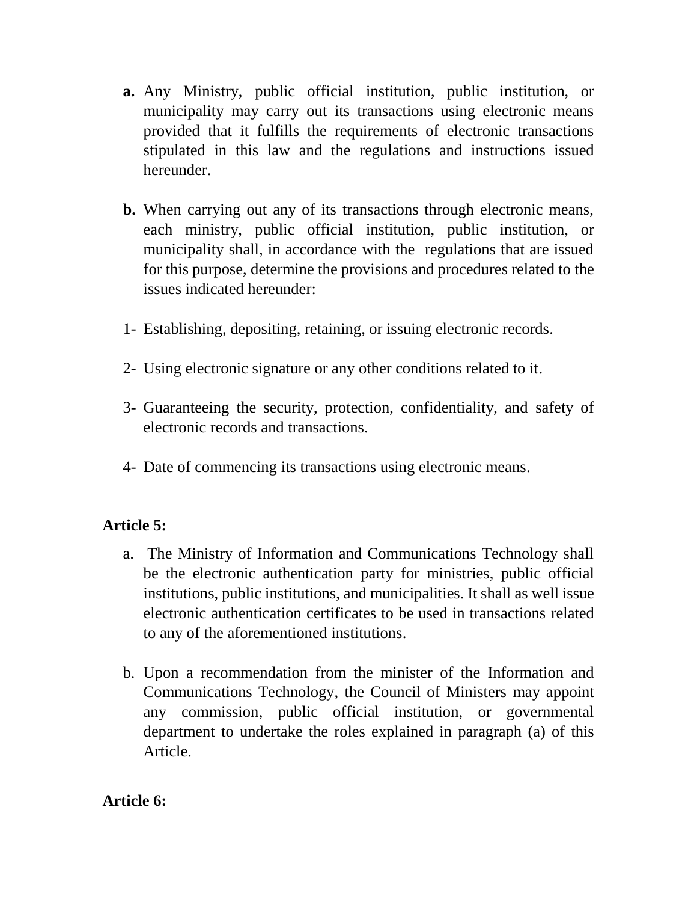**a.** Any Ministry, public official institution, public institution, or municipality may carry out its transactions using electronic means provided that it fulfills the requirements of electronic transactions stipulated in this law and the regulations and instructions issued hereunder.

**b.** When carrying out any of its transactions through electronic means, each ministry, public official institution, public institution, or municipality shall, in accordance with the regulations that are issued for this purpose, determine the provisions and procedures related to the issues indicated hereunder:

1- Establishing, depositing, retaining, or issuing electronic records.

2- Using electronic signature or any other conditions related to it.

3- Guaranteeing the security, protection, confidentiality, and safety of electronic records and transactions.

4- Date of commencing its transactions using electronic means.

**Article 5:**

a. The Ministry of Information and Communications Technology shall be the electronic authentication party for ministries, public official institutions, public institutions, and municipalities. It shall as well issue electronic authentication certificates to be used in transactions related to any of the aforementioned institutions.

b. Upon a recommendation from the minister of the Information and Communications Technology, the Council of Ministers may appoint any commission, public official institution, or governmental department to undertake the roles explained in paragraph (a) of this Article.

**Article 6:**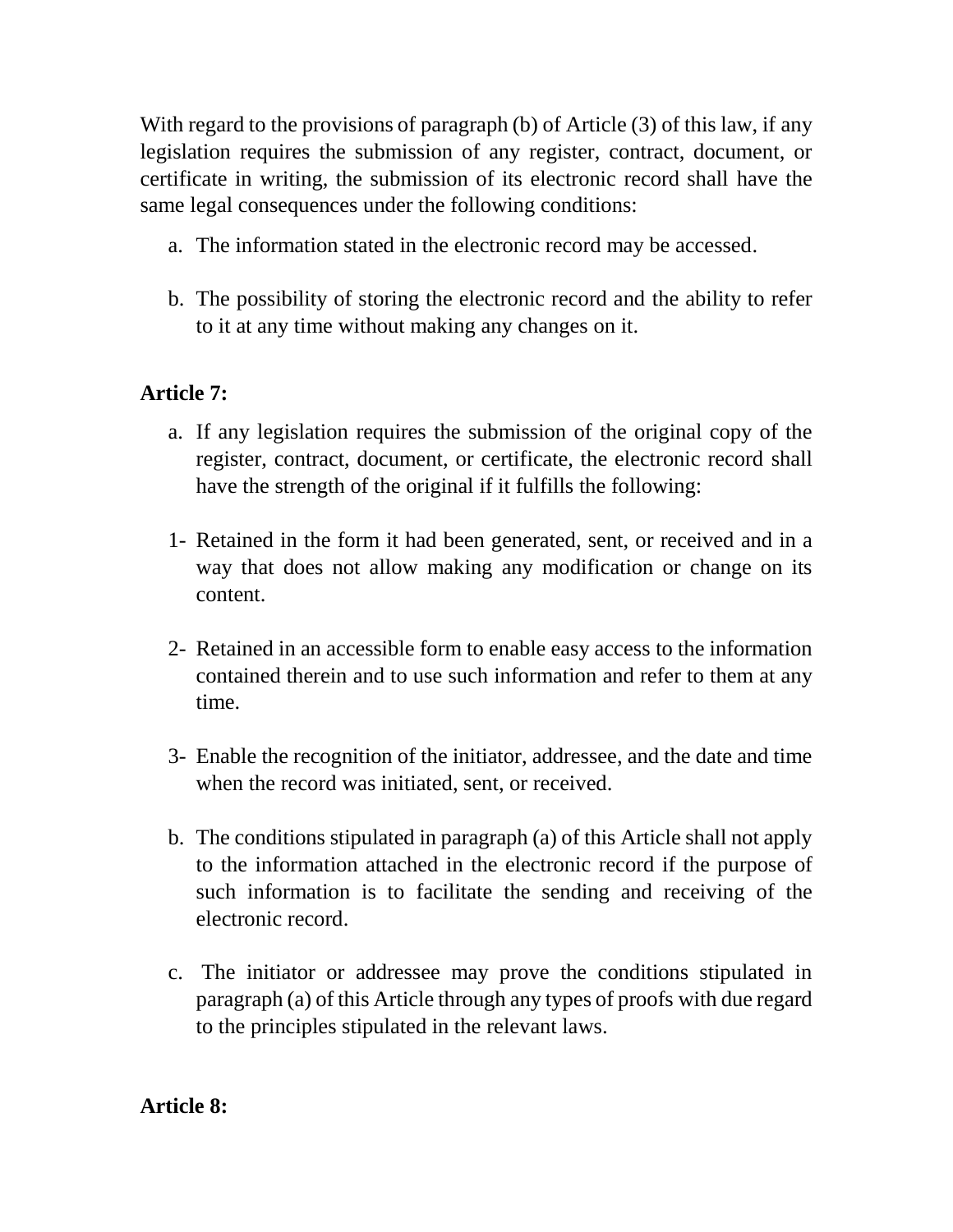With regard to the provisions of paragraph (b) of Article (3) of this law, if any legislation requires the submission of any register, contract, document, or certificate in writing, the submission of its electronic record shall have the same legal consequences under the following conditions:

a. The information stated in the electronic record may be accessed.

b. The possibility of storing the electronic record and the ability to refer to it at any time without making any changes on it.

**Article 7:**

a. If any legislation requires the submission of the original copy of the register, contract, document, or certificate, the electronic record shall have the strength of the original if it fulfills the following:

1- Retained in the form it had been generated, sent, or received and in a way that does not allow making any modification or change on its content.

2- Retained in an accessible form to enable easy access to the information contained therein and to use such information and refer to them at any time.

3- Enable the recognition of the initiator, addressee, and the date and time when the record was initiated, sent, or received.

b. The conditions stipulated in paragraph (a) of this Article shall not apply to the information attached in the electronic record if the purpose of such information is to facilitate the sending and receiving of the electronic record.

c. The initiator or addressee may prove the conditions stipulated in paragraph (a) of this Article through any types of proofs with due regard to the principles stipulated in the relevant laws.

**Article 8:**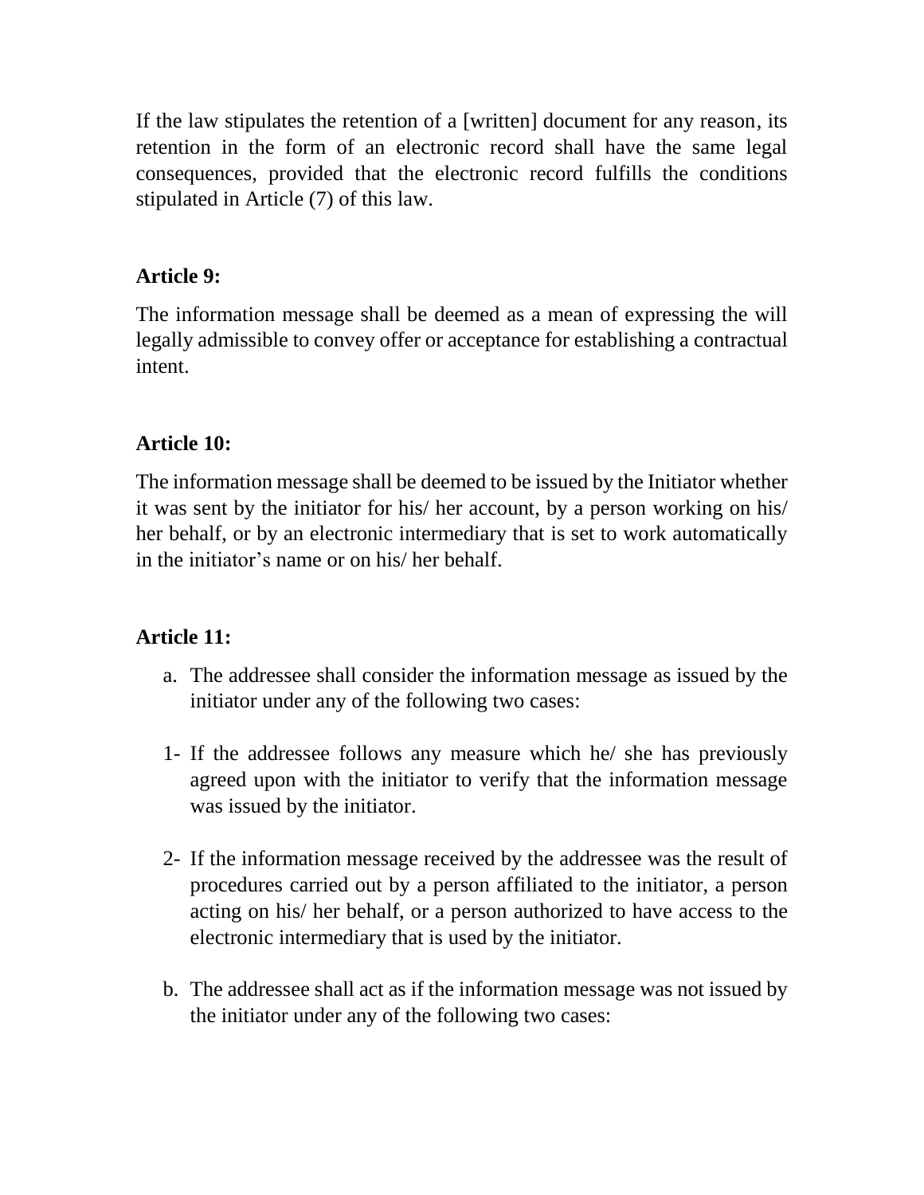If the law stipulates the retention of a [written] document for any reason, its retention in the form of an electronic record shall have the same legal consequences, provided that the electronic record fulfills the conditions stipulated in Article (7) of this law.

**Article 9:**

The information message shall be deemed as a mean of expressing the will legally admissible to convey offer or acceptance for establishing a contractual intent.

**Article 10:**

The information message shall be deemed to be issued by the Initiator whether it was sent by the initiator for his/ her account, by a person working on his/ her behalf, or by an electronic intermediary that is set to work automatically in the initiator's name or on his/ her behalf.

**Article 11:**

a. The addressee shall consider the information message as issued by the initiator under any of the following two cases:

1- If the addressee follows any measure which he/ she has previously agreed upon with the initiator to verify that the information message was issued by the initiator.

2- If the information message received by the addressee was the result of procedures carried out by a person affiliated to the initiator, a person acting on his/ her behalf, or a person authorized to have access to the electronic intermediary that is used by the initiator.

b. The addressee shall act as if the information message was not issued by the initiator under any of the following two cases: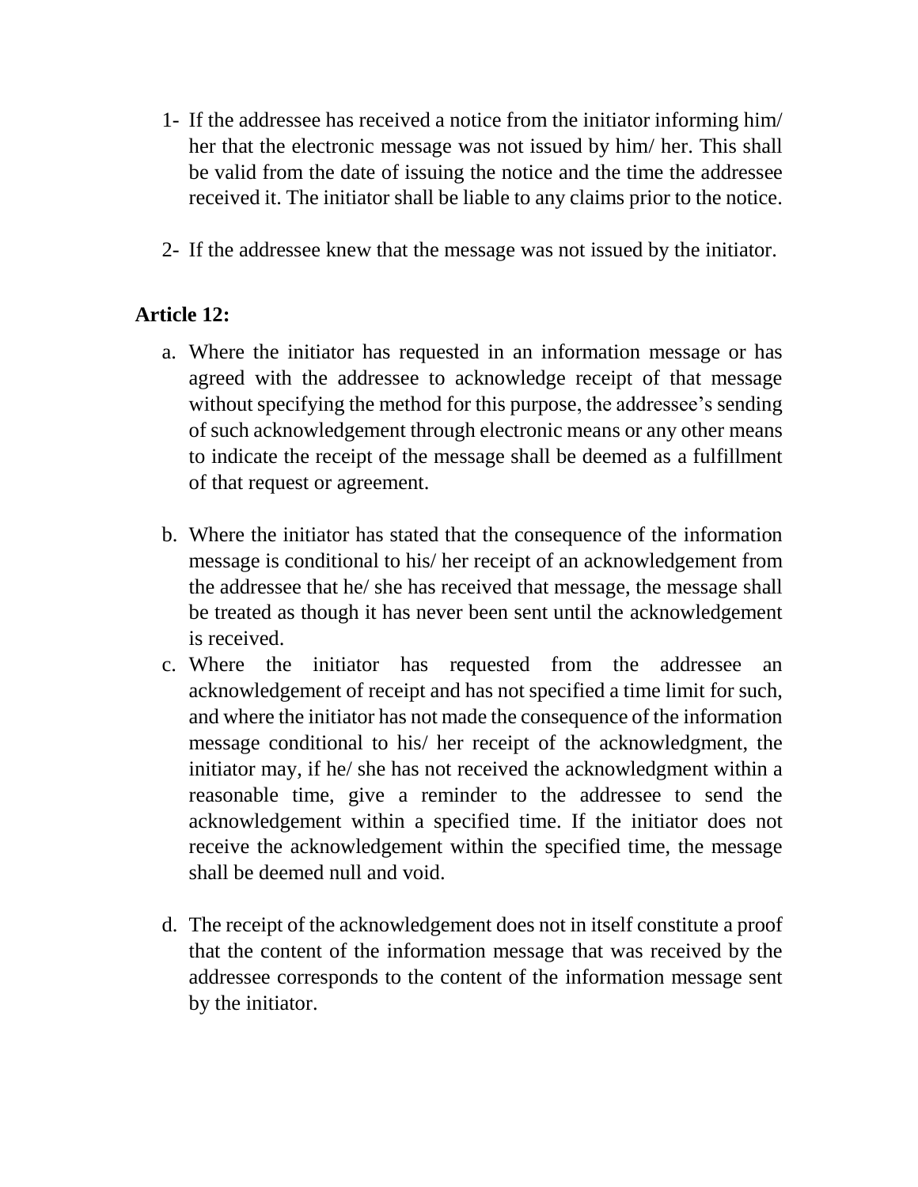1- If the addressee has received a notice from the initiator informing him/ her that the electronic message was not issued by him/ her. This shall be valid from the date of issuing the notice and the time the addressee received it. The initiator shall be liable to any claims prior to the notice.

2- If the addressee knew that the message was not issued by the initiator.

**Article 12:**

a. Where the initiator has requested in an information message or has agreed with the addressee to acknowledge receipt of that message without specifying the method for this purpose, the addressee's sending of such acknowledgement through electronic means or any other means to indicate the receipt of the message shall be deemed as a fulfillment of that request or agreement.

b. Where the initiator has stated that the consequence of the information message is conditional to his/ her receipt of an acknowledgement from the addressee that he/ she has received that message, the message shall be treated as though it has never been sent until the acknowledgement is received.

c. Where the initiator has requested from the addressee an acknowledgement of receipt and has not specified a time limit for such, and where the initiator has not made the consequence of the information message conditional to his/ her receipt of the acknowledgment, the initiator may, if he/ she has not received the acknowledgment within a reasonable time, give a reminder to the addressee to send the acknowledgement within a specified time. If the initiator does not receive the acknowledgement within the specified time, the message shall be deemed null and void.

d. The receipt of the acknowledgement does not in itself constitute a proof that the content of the information message that was received by the addressee corresponds to the content of the information message sent by the initiator.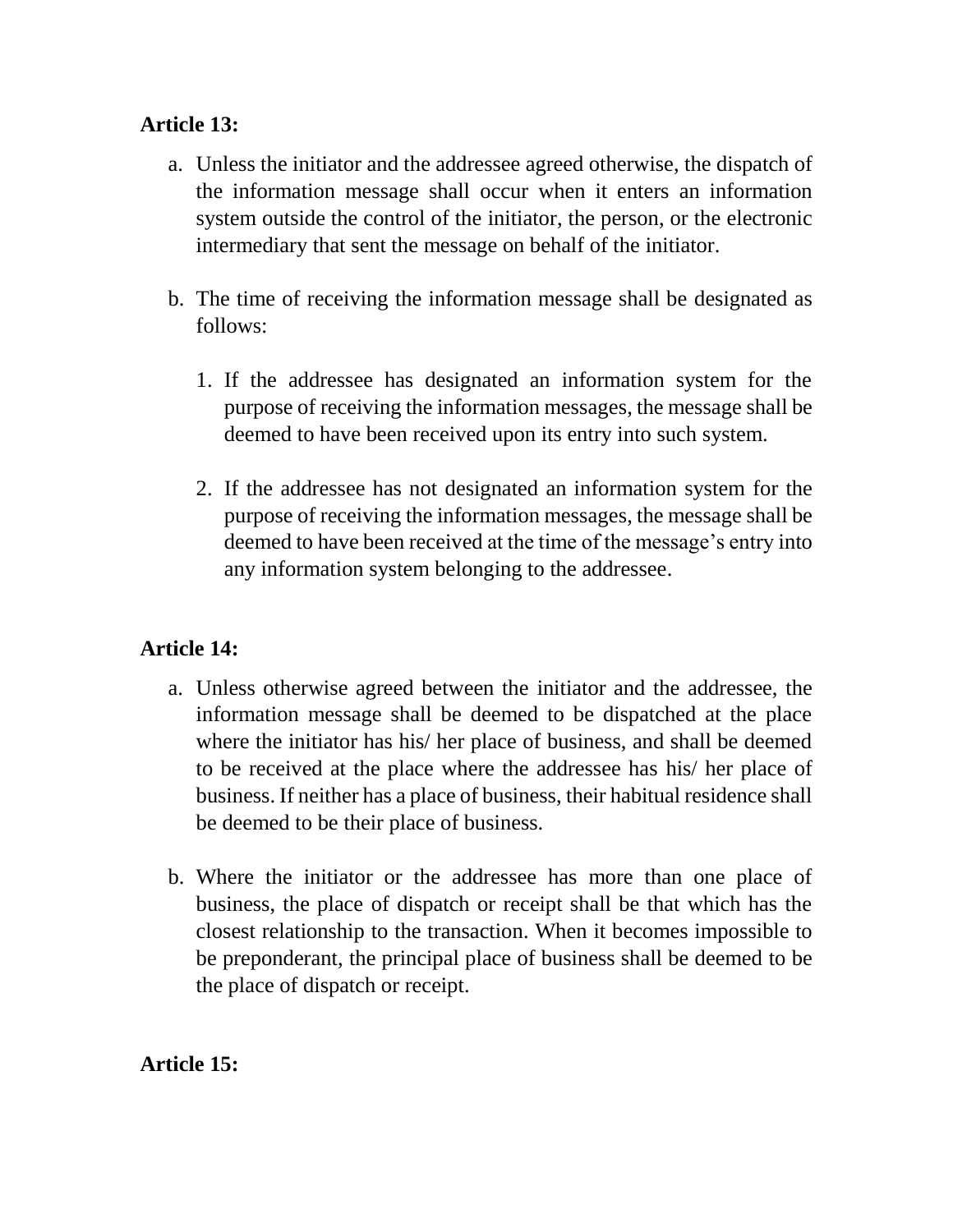**Article 13:**

a. Unless the initiator and the addressee agreed otherwise, the dispatch of the information message shall occur when it enters an information system outside the control of the initiator, the person, or the electronic intermediary that sent the message on behalf of the initiator.

b. The time of receiving the information message shall be designated as follows:

   1. If the addressee has designated an information system for the purpose of receiving the information messages, the message shall be deemed to have been received upon its entry into such system.

   2. If the addressee has not designated an information system for the purpose of receiving the information messages, the message shall be deemed to have been received at the time of the message's entry into any information system belonging to the addressee.

**Article 14:**

a. Unless otherwise agreed between the initiator and the addressee, the information message shall be deemed to be dispatched at the place where the initiator has his/ her place of business, and shall be deemed to be received at the place where the addressee has his/ her place of business. If neither has a place of business, their habitual residence shall be deemed to be their place of business.

b. Where the initiator or the addressee has more than one place of business, the place of dispatch or receipt shall be that which has the closest relationship to the transaction. When it becomes impossible to be preponderant, the principal place of business shall be deemed to be the place of dispatch or receipt.

**Article 15:**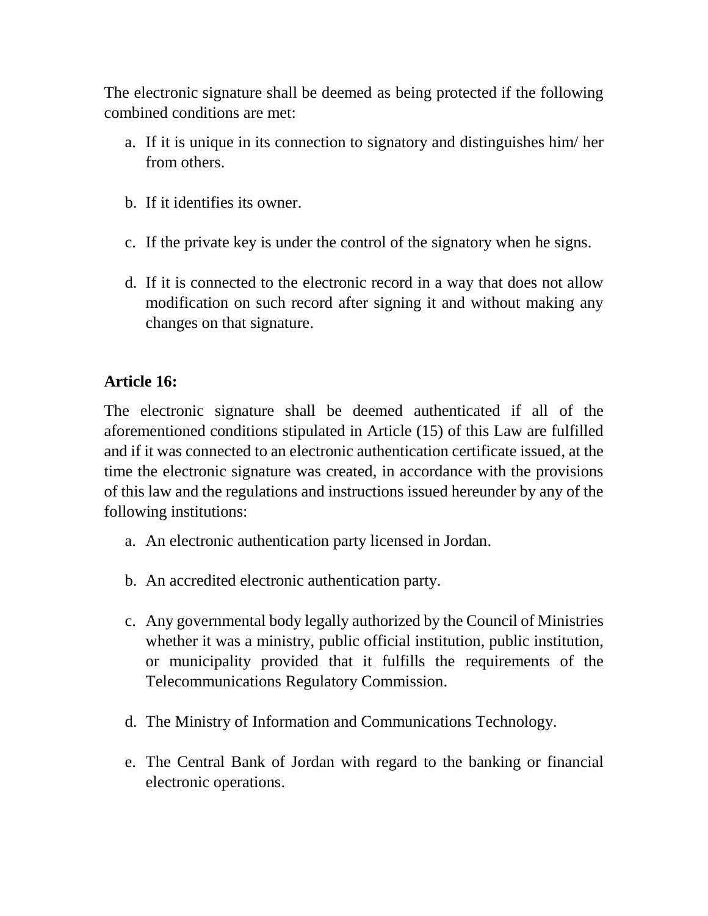The electronic signature shall be deemed as being protected if the following combined conditions are met:

a. If it is unique in its connection to signatory and distinguishes him/ her from others.

b. If it identifies its owner.

c. If the private key is under the control of the signatory when he signs.

d. If it is connected to the electronic record in a way that does not allow modification on such record after signing it and without making any changes on that signature.

**Article 16:**

The electronic signature shall be deemed authenticated if all of the aforementioned conditions stipulated in Article (15) of this Law are fulfilled and if it was connected to an electronic authentication certificate issued, at the time the electronic signature was created, in accordance with the provisions of this law and the regulations and instructions issued hereunder by any of the following institutions:

a. An electronic authentication party licensed in Jordan.

b. An accredited electronic authentication party.

c. Any governmental body legally authorized by the Council of Ministries whether it was a ministry, public official institution, public institution, or municipality provided that it fulfills the requirements of the Telecommunications Regulatory Commission.

d. The Ministry of Information and Communications Technology.

e. The Central Bank of Jordan with regard to the banking or financial electronic operations.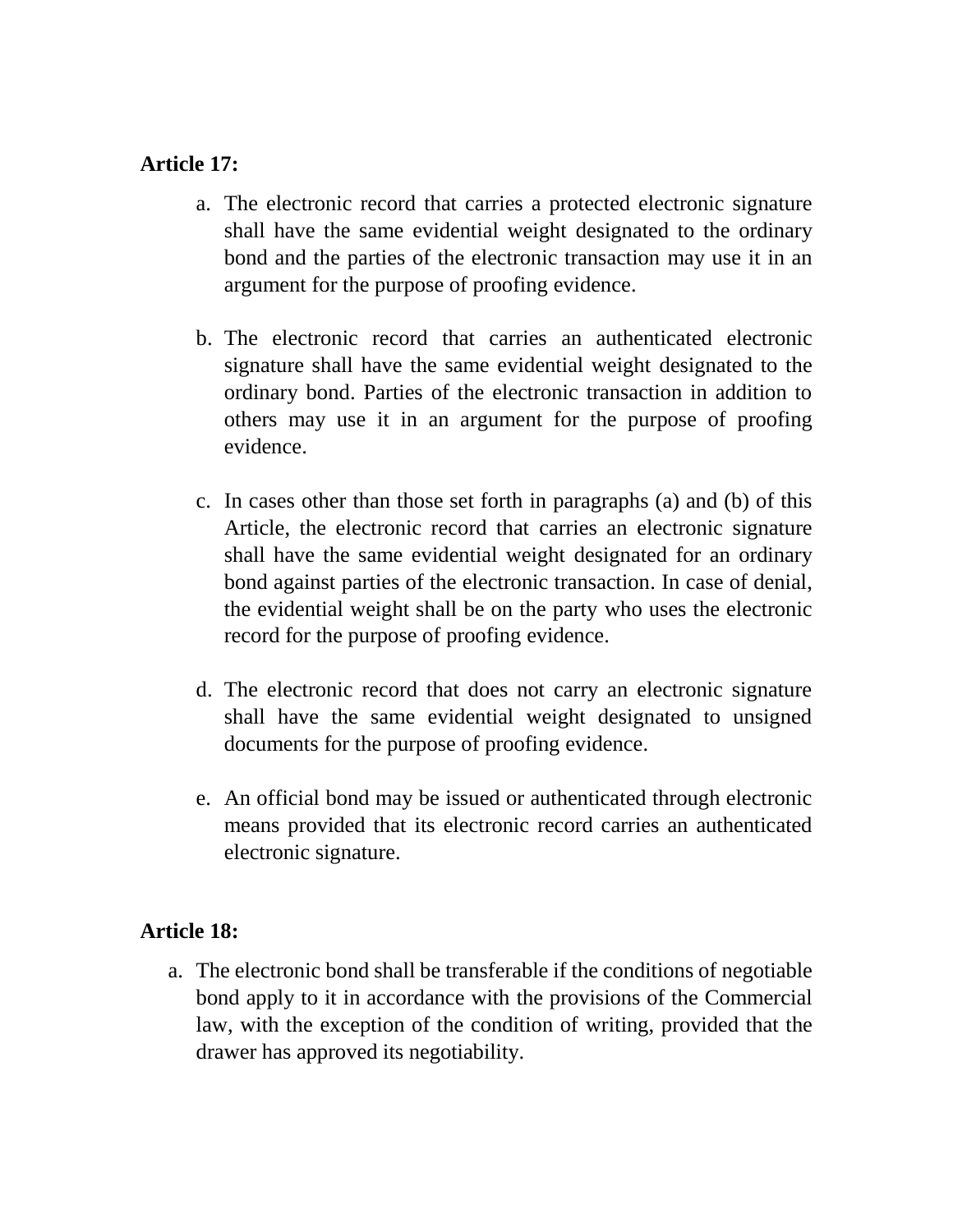**Article 17:**

a. The electronic record that carries a protected electronic signature shall have the same evidential weight designated to the ordinary bond and the parties of the electronic transaction may use it in an argument for the purpose of proofing evidence.

b. The electronic record that carries an authenticated electronic signature shall have the same evidential weight designated to the ordinary bond. Parties of the electronic transaction in addition to others may use it in an argument for the purpose of proofing evidence.

c. In cases other than those set forth in paragraphs (a) and (b) of this Article, the electronic record that carries an electronic signature shall have the same evidential weight designated for an ordinary bond against parties of the electronic transaction. In case of denial, the evidential weight shall be on the party who uses the electronic record for the purpose of proofing evidence.

d. The electronic record that does not carry an electronic signature shall have the same evidential weight designated to unsigned documents for the purpose of proofing evidence.

e. An official bond may be issued or authenticated through electronic means provided that its electronic record carries an authenticated electronic signature.

**Article 18:**

a. The electronic bond shall be transferable if the conditions of negotiable bond apply to it in accordance with the provisions of the Commercial law, with the exception of the condition of writing, provided that the drawer has approved its negotiability.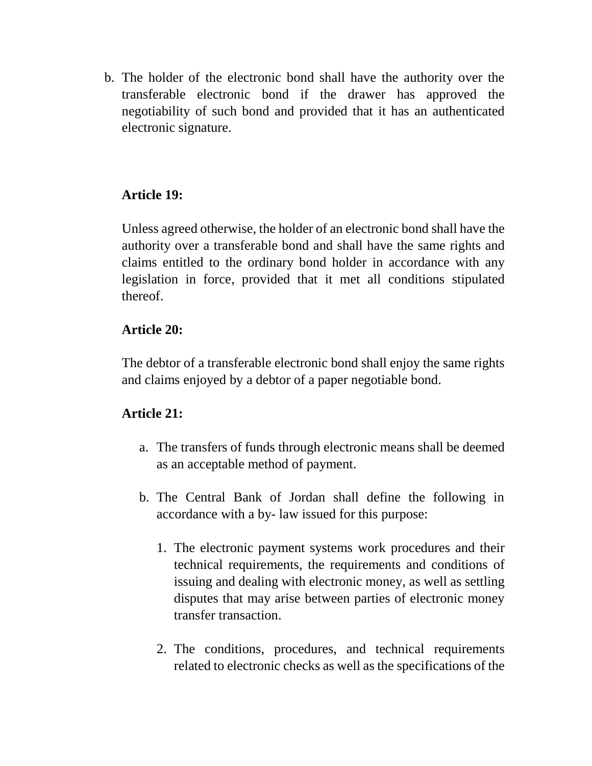b. The holder of the electronic bond shall have the authority over the transferable electronic bond if the drawer has approved the negotiability of such bond and provided that it has an authenticated electronic signature.

**Article 19:**

Unless agreed otherwise, the holder of an electronic bond shall have the authority over a transferable bond and shall have the same rights and claims entitled to the ordinary bond holder in accordance with any legislation in force, provided that it met all conditions stipulated thereof.

**Article 20:**

The debtor of a transferable electronic bond shall enjoy the same rights and claims enjoyed by a debtor of a paper negotiable bond.

**Article 21:**

a. The transfers of funds through electronic means shall be deemed as an acceptable method of payment.

b. The Central Bank of Jordan shall define the following in accordance with a by- law issued for this purpose:

   1. The electronic payment systems work procedures and their technical requirements, the requirements and conditions of issuing and dealing with electronic money, as well as settling disputes that may arise between parties of electronic money transfer transaction.

   2. The conditions, procedures, and technical requirements related to electronic checks as well as the specifications of the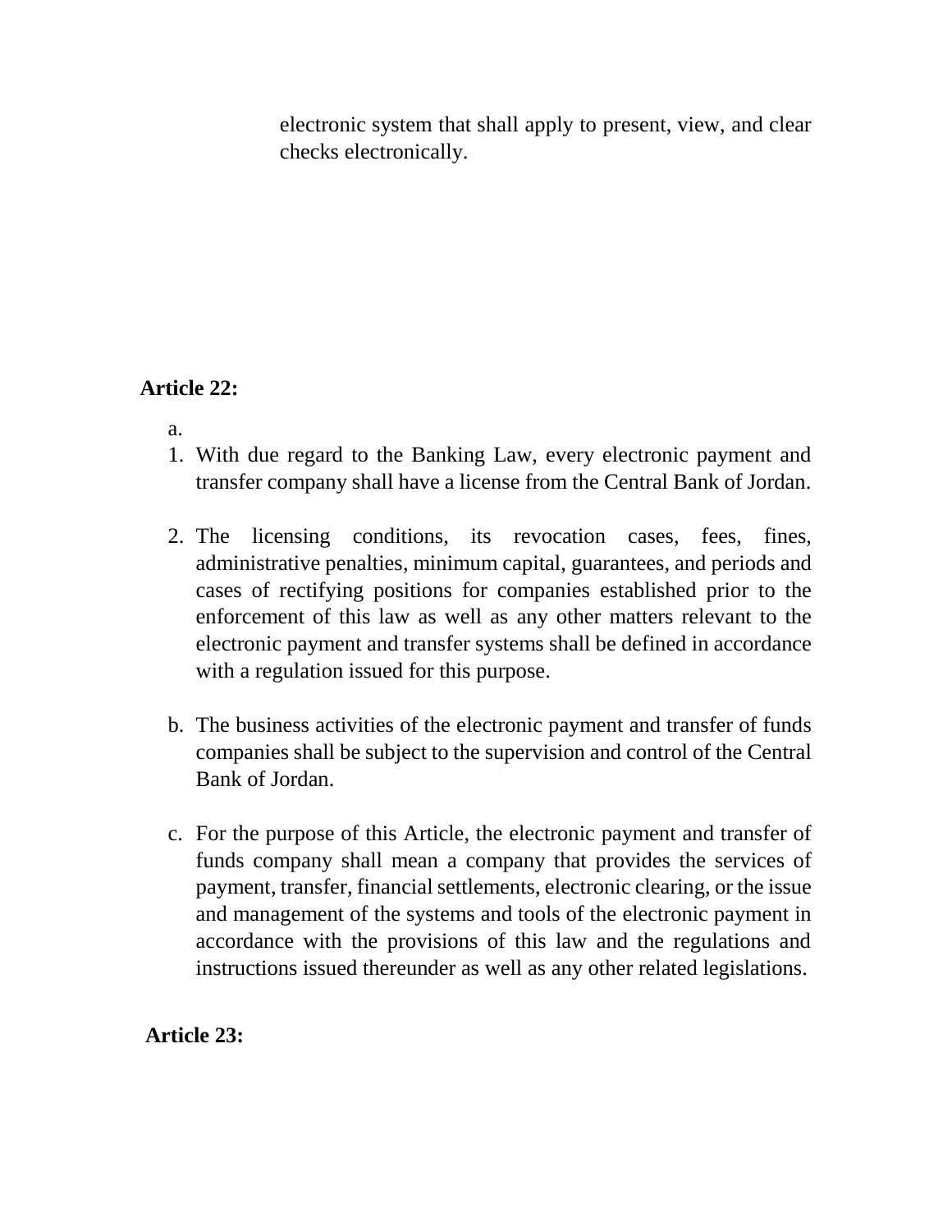electronic system that shall apply to present, view, and clear checks electronically.

**Article 22:**

a.

1. With due regard to the Banking Law, every electronic payment and transfer company shall have a license from the Central Bank of Jordan.

2. The licensing conditions, its revocation cases, fees, fines, administrative penalties, minimum capital, guarantees, and periods and cases of rectifying positions for companies established prior to the enforcement of this law as well as any other matters relevant to the electronic payment and transfer systems shall be defined in accordance with a regulation issued for this purpose.

b. The business activities of the electronic payment and transfer of funds companies shall be subject to the supervision and control of the Central Bank of Jordan.

c. For the purpose of this Article, the electronic payment and transfer of funds company shall mean a company that provides the services of payment, transfer, financial settlements, electronic clearing, or the issue and management of the systems and tools of the electronic payment in accordance with the provisions of this law and the regulations and instructions issued thereunder as well as any other related legislations.

**Article 23:**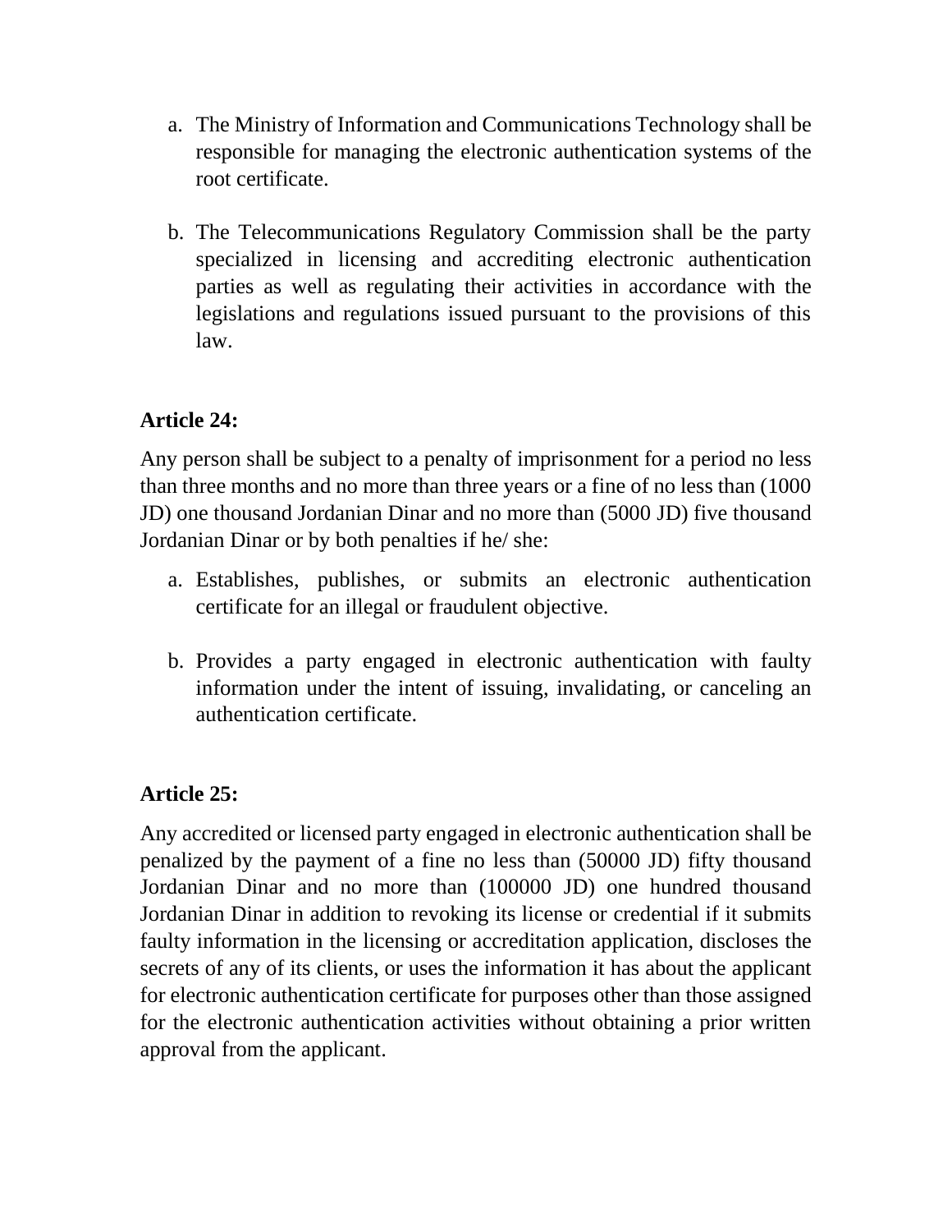a. The Ministry of Information and Communications Technology shall be responsible for managing the electronic authentication systems of the root certificate.

b. The Telecommunications Regulatory Commission shall be the party specialized in licensing and accrediting electronic authentication parties as well as regulating their activities in accordance with the legislations and regulations issued pursuant to the provisions of this law.

**Article 24:**

Any person shall be subject to a penalty of imprisonment for a period no less than three months and no more than three years or a fine of no less than (1000 JD) one thousand Jordanian Dinar and no more than (5000 JD) five thousand Jordanian Dinar or by both penalties if he/ she:

a. Establishes, publishes, or submits an electronic authentication certificate for an illegal or fraudulent objective.

b. Provides a party engaged in electronic authentication with faulty information under the intent of issuing, invalidating, or canceling an authentication certificate.

**Article 25:**

Any accredited or licensed party engaged in electronic authentication shall be penalized by the payment of a fine no less than (50000 JD) fifty thousand Jordanian Dinar and no more than (100000 JD) one hundred thousand Jordanian Dinar in addition to revoking its license or credential if it submits faulty information in the licensing or accreditation application, discloses the secrets of any of its clients, or uses the information it has about the applicant for electronic authentication certificate for purposes other than those assigned for the electronic authentication activities without obtaining a prior written approval from the applicant.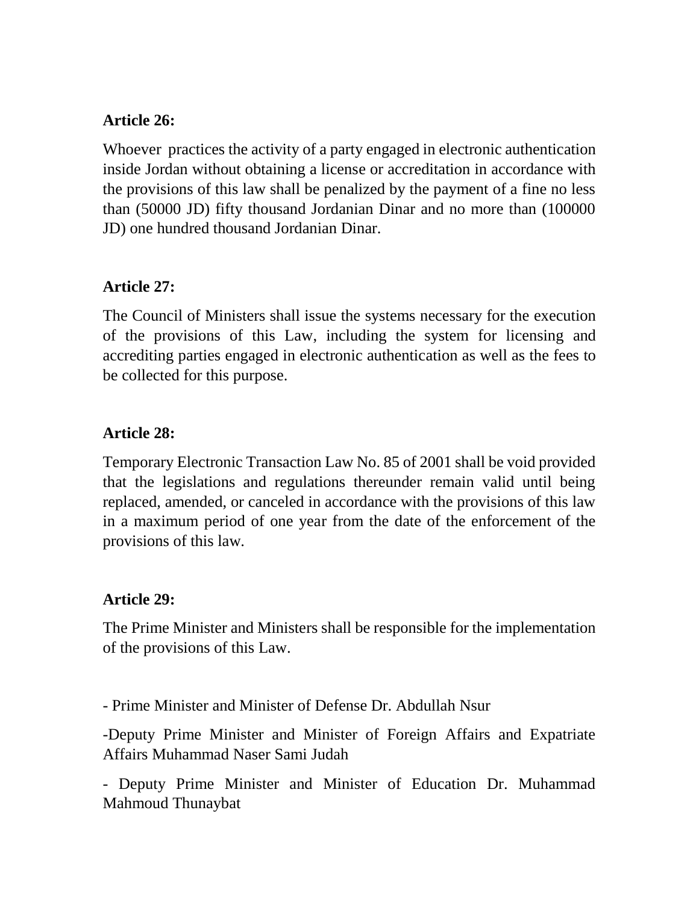**Article 26:**

Whoever practices the activity of a party engaged in electronic authentication inside Jordan without obtaining a license or accreditation in accordance with the provisions of this law shall be penalized by the payment of a fine no less than (50000 JD) fifty thousand Jordanian Dinar and no more than (100000 JD) one hundred thousand Jordanian Dinar.

**Article 27:**

The Council of Ministers shall issue the systems necessary for the execution of the provisions of this Law, including the system for licensing and accrediting parties engaged in electronic authentication as well as the fees to be collected for this purpose.

**Article 28:**

Temporary Electronic Transaction Law No. 85 of 2001 shall be void provided that the legislations and regulations thereunder remain valid until being replaced, amended, or canceled in accordance with the provisions of this law in a maximum period of one year from the date of the enforcement of the provisions of this law.

**Article 29:**

The Prime Minister and Ministers shall be responsible for the implementation of the provisions of this Law.

- Prime Minister and Minister of Defense Dr. Abdullah Nsur

-Deputy Prime Minister and Minister of Foreign Affairs and Expatriate Affairs Muhammad Naser Sami Judah

- Deputy Prime Minister and Minister of Education Dr. Muhammad Mahmoud Thunaybat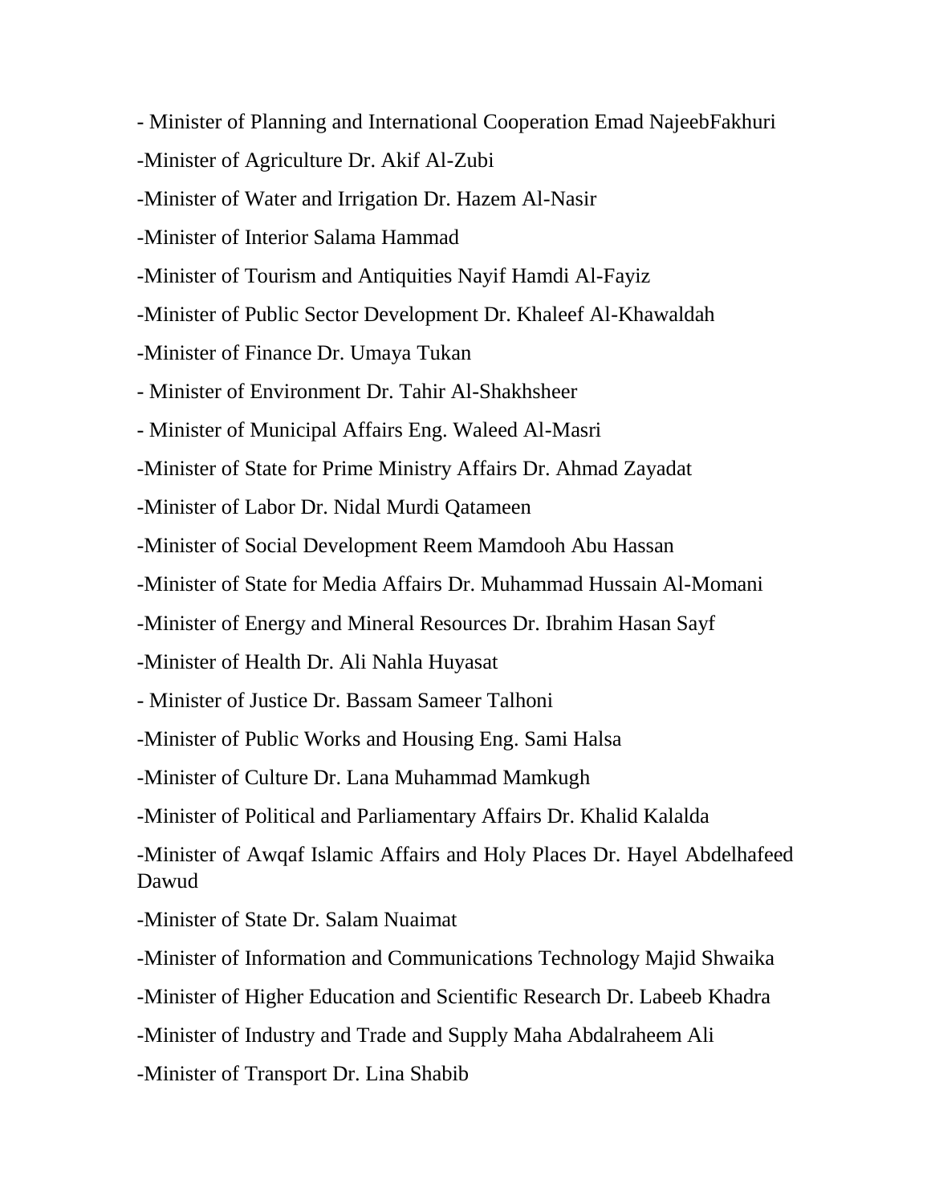- Minister of Planning and International Cooperation Emad NajeebFakhuri

-Minister of Agriculture Dr. Akif Al-Zubi

-Minister of Water and Irrigation Dr. Hazem Al-Nasir

-Minister of Interior Salama Hammad

-Minister of Tourism and Antiquities Nayif Hamdi Al-Fayiz

-Minister of Public Sector Development Dr. Khaleef Al-Khawaldah

-Minister of Finance Dr. Umaya Tukan

- Minister of Environment Dr. Tahir Al-Shakhsheer

- Minister of Municipal Affairs Eng. Waleed Al-Masri

-Minister of State for Prime Ministry Affairs Dr. Ahmad Zayadat

-Minister of Labor Dr. Nidal Murdi Qatameen

-Minister of Social Development Reem Mamdooh Abu Hassan

-Minister of State for Media Affairs Dr. Muhammad Hussain Al-Momani

-Minister of Energy and Mineral Resources Dr. Ibrahim Hasan Sayf

-Minister of Health Dr. Ali Nahla Huyasat

- Minister of Justice Dr. Bassam Sameer Talhoni

-Minister of Public Works and Housing Eng. Sami Halsa

-Minister of Culture Dr. Lana Muhammad Mamkugh

-Minister of Political and Parliamentary Affairs Dr. Khalid Kalalda

-Minister of Awqaf Islamic Affairs and Holy Places Dr. Hayel Abdelhafeed Dawud

-Minister of State Dr. Salam Nuaimat

-Minister of Information and Communications Technology Majid Shwaika

-Minister of Higher Education and Scientific Research Dr. Labeeb Khadra

-Minister of Industry and Trade and Supply Maha Abdalraheem Ali

-Minister of Transport Dr. Lina Shabib